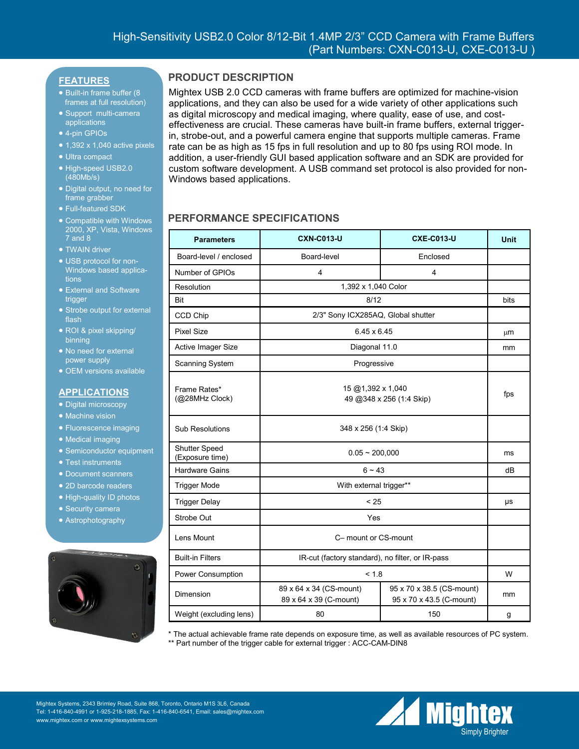# High-Sensitivity USB2.0 Color 8/12-Bit 1.4MP 2/3" CCD Camera with Frame Buffers
## (Part Numbers: CXN-C013-U, CXE-C013-U )

## FEATURES

- Built-in frame buffer (8 frames at full resolution)
- Support multi-camera applications
- 4-pin GPIOs
- 1,392 x 1,040 active pixels
- Ultra compact
- High-speed USB2.0 (480Mb/s)
- Digital output, no need for frame grabber
- Full-featured SDK
- Compatible with Windows 2000, XP, Vista, Windows 7 and 8
- TWAIN driver
- USB protocol for non-Windows based applications
- External and Software trigger
- Strobe output for external flash
- ROI & pixel skipping/ binning
- No need for external power supply
- OEM versions available

## APPLICATIONS

- Digital microscopy
- Machine vision
- Fluorescence imaging
- Medical imaging
- Semiconductor equipment
- Test instruments
- Document scanners
- 2D barcode readers
- High-quality ID photos
- Security camera
- Astrophotography

## PRODUCT DESCRIPTION

Mightex USB 2.0 CCD cameras with frame buffers are optimized for machine-vision applications, and they can also be used for a wide variety of other applications such as digital microscopy and medical imaging, where quality, ease of use, and cost-effectiveness are crucial. These cameras have built-in frame buffers, external trigger-in, strobe-out, and a powerful camera engine that supports multiple cameras. Frame rate can be as high as 15 fps in full resolution and up to 80 fps using ROI mode. In addition, a user-friendly GUI based application software and an SDK are provided for custom software development. A USB command set protocol is also provided for non-Windows based applications.

## PERFORMANCE SPECIFICATIONS

| Parameters | CXN-C013-U | CXE-C013-U | Unit |
|---|---|---|---|
| Board-level / enclosed | Board-level | Enclosed | |
| Number of GPIOs | 4 | 4 | |
| Resolution | 1,392 x 1,040 Color | | |
| Bit | 8/12 | | bits |
| CCD Chip | 2/3" Sony ICX285AQ, Global shutter | | |
| Pixel Size | 6.45 x 6.45 | | μm |
| Active Imager Size | Diagonal 11.0 | | mm |
| Scanning System | Progressive | | |
| Frame Rates* (@28MHz Clock) | 15 @1,392 x 1,040<br>49 @348 x 256 (1:4 Skip) | | fps |
| Sub Resolutions | 348 x 256 (1:4 Skip) | | |
| Shutter Speed (Exposure time) | 0.05 ~ 200,000 | | ms |
| Hardware Gains | 6 ~ 43 | | dB |
| Trigger Mode | With external trigger** | | |
| Trigger Delay | < 25 | | μs |
| Strobe Out | Yes | | |
| Lens Mount | C– mount or CS-mount | | |
| Built-in Filters | IR-cut (factory standard), no filter, or IR-pass | | |
| Power Consumption | < 1.8 | | W |
| Dimension | 89 x 64 x 34 (CS-mount)<br>89 x 64 x 39 (C-mount) | 95 x 70 x 38.5 (CS-mount)<br>95 x 70 x 43.5 (C-mount) | mm |
| Weight (excluding lens) | 80 | 150 | g |

* The actual achievable frame rate depends on exposure time, as well as available resources of PC system.
** Part number of the trigger cable for external trigger : ACC-CAM-DIN8

Mightex Systems, 2343 Brimley Road, Suite 868, Toronto, Ontario M1S 3L6, Canada
Tel: 1-416-840-4991 or 1-925-218-1885, Fax: 1-416-840-6541, Email: sales@mightex.com
www.mightex.com or www.mightexsystems.com

Mightex Simply Brighter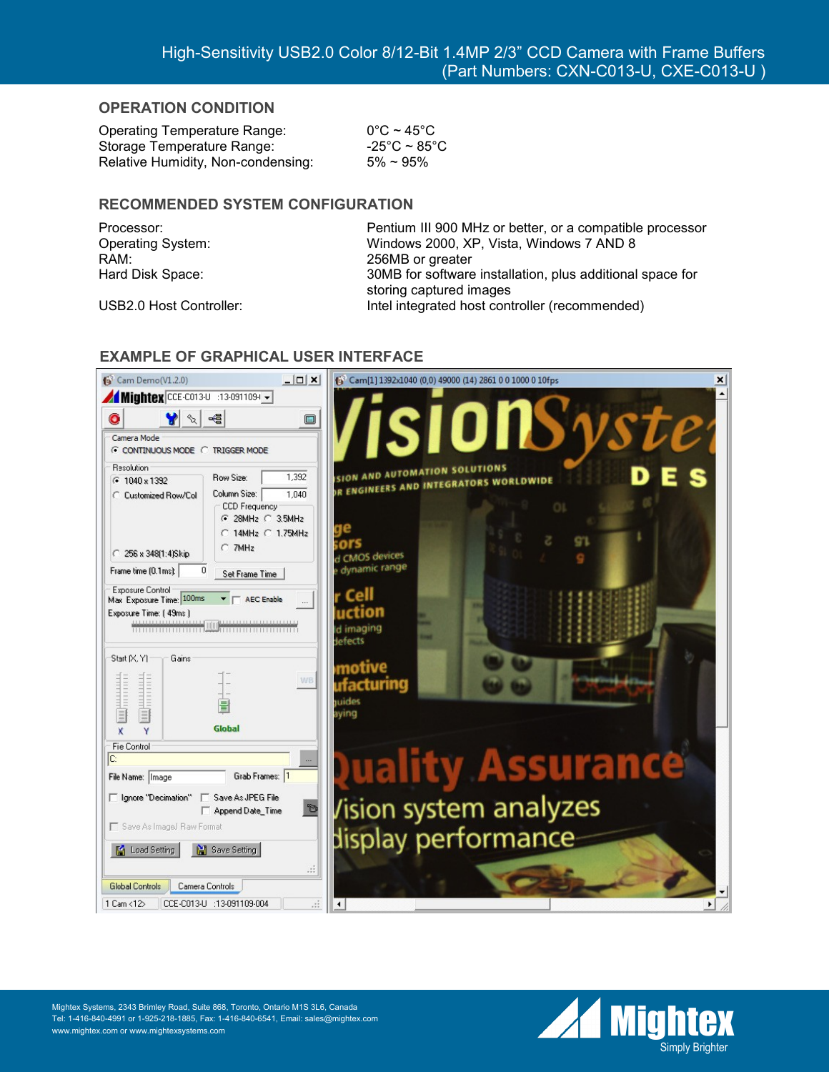## OPERATION CONDITION

| | |
|---|---|
| Operating Temperature Range: | 0°C ~ 45°C |
| Storage Temperature Range: | -25°C ~ 85°C |
| Relative Humidity, Non-condensing: | 5% ~ 95% |

## RECOMMENDED SYSTEM CONFIGURATION

| | |
|---|---|
| Processor: | Pentium III 900 MHz or better, or a compatible processor |
| Operating System: | Windows 2000, XP, Vista, Windows 7 AND 8 |
| RAM: | 256MB or greater |
| Hard Disk Space: | 30MB for software installation, plus additional space for storing captured images |
| USB2.0 Host Controller: | Intel integrated host controller (recommended) |

## EXAMPLE OF GRAPHICAL USER INTERFACE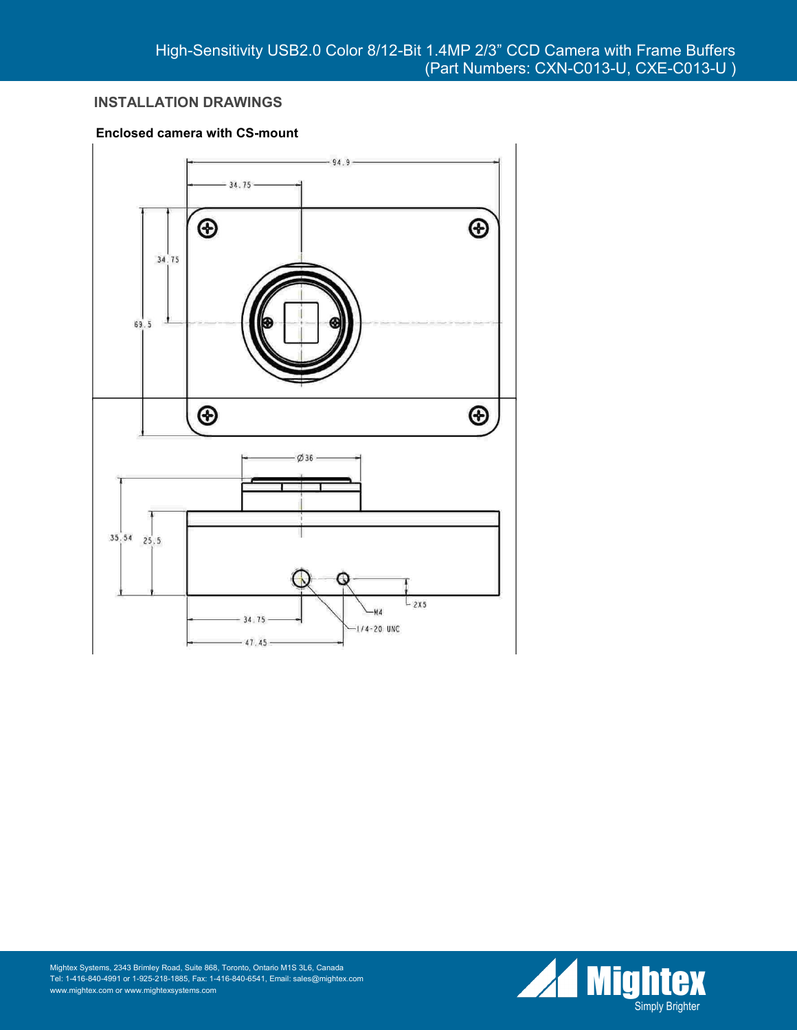## INSTALLATION DRAWINGS

**Enclosed camera with CS-mount**

94.9

34.75

34.75

63.5

Ø36

35.54

25.5

M4

2X5

1/4-20 UNC

34.75

47.45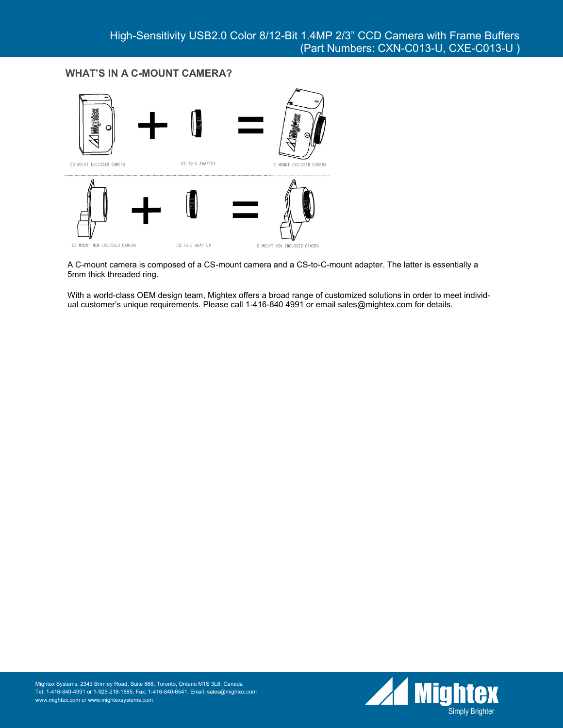## WHAT'S IN A C-MOUNT CAMERA?

CS MOUNT ENCLOSED CAMERA

CS TO C ADAPTER

C MOUNT ENCLOSED CAMERA

CS MOUNT NON ENCLOSED CAMERA

CS TO C ADAPTER

C MOUNT NON ENCLOSED CAMERA

A C-mount camera is composed of a CS-mount camera and a CS-to-C-mount adapter. The latter is essentially a 5mm thick threaded ring.

With a world-class OEM design team, Mightex offers a broad range of customized solutions in order to meet individual customer's unique requirements. Please call 1-416-840 4991 or email sales@mightex.com for details.